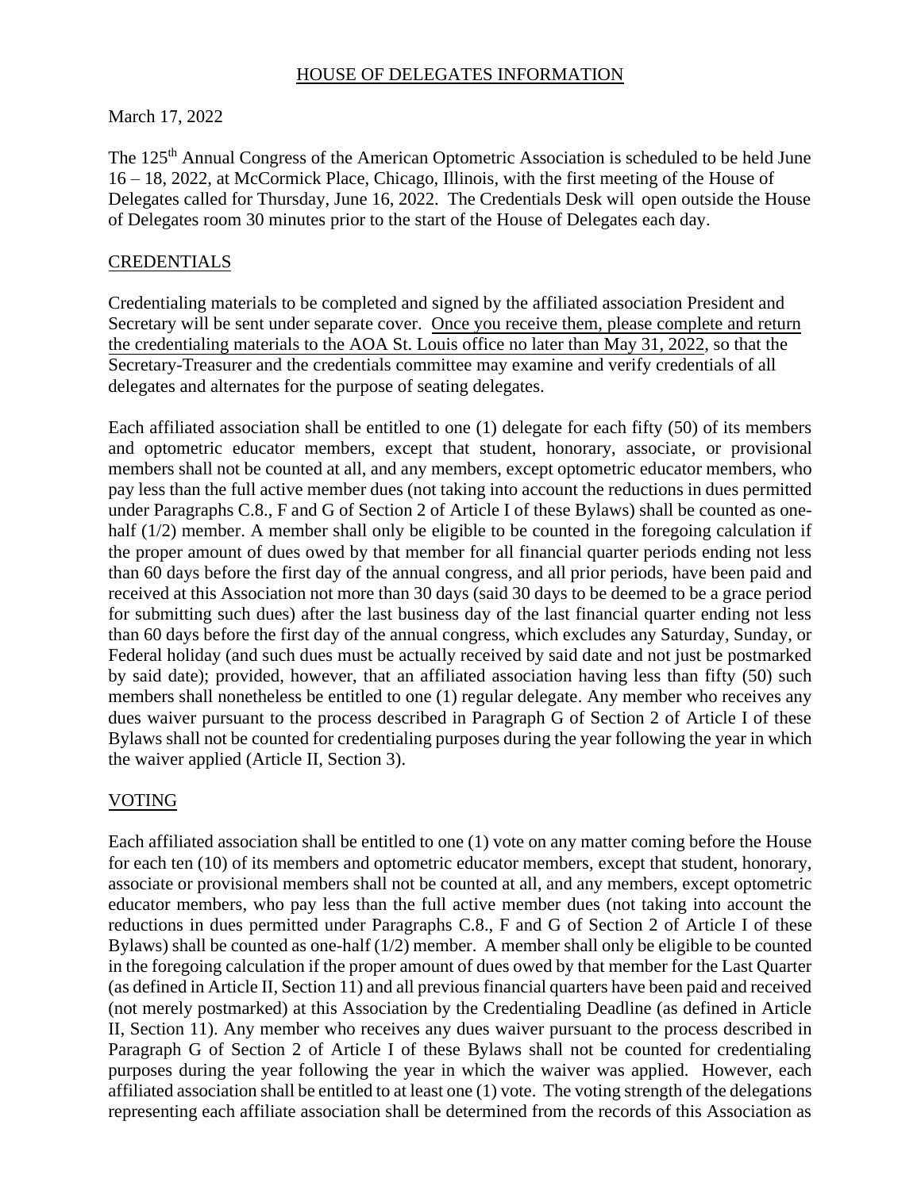## HOUSE OF DELEGATES INFORMATION

March 17, 2022

The 125th Annual Congress of the American Optometric Association is scheduled to be held June 16 – 18, 2022, at McCormick Place, Chicago, Illinois, with the first meeting of the House of Delegates called for Thursday, June 16, 2022. The Credentials Desk will open outside the House of Delegates room 30 minutes prior to the start of the House of Delegates each day.

### CREDENTIALS

Credentialing materials to be completed and signed by the affiliated association President and Secretary will be sent under separate cover. Once you receive them, please complete and return the credentialing materials to the AOA St. Louis office no later than May 31, 2022, so that the Secretary-Treasurer and the credentials committee may examine and verify credentials of all delegates and alternates for the purpose of seating delegates.

Each affiliated association shall be entitled to one (1) delegate for each fifty (50) of its members and optometric educator members, except that student, honorary, associate, or provisional members shall not be counted at all, and any members, except optometric educator members, who pay less than the full active member dues (not taking into account the reductions in dues permitted under Paragraphs C.8., F and G of Section 2 of Article I of these Bylaws) shall be counted as one-half (1/2) member. A member shall only be eligible to be counted in the foregoing calculation if the proper amount of dues owed by that member for all financial quarter periods ending not less than 60 days before the first day of the annual congress, and all prior periods, have been paid and received at this Association not more than 30 days (said 30 days to be deemed to be a grace period for submitting such dues) after the last business day of the last financial quarter ending not less than 60 days before the first day of the annual congress, which excludes any Saturday, Sunday, or Federal holiday (and such dues must be actually received by said date and not just be postmarked by said date); provided, however, that an affiliated association having less than fifty (50) such members shall nonetheless be entitled to one (1) regular delegate. Any member who receives any dues waiver pursuant to the process described in Paragraph G of Section 2 of Article I of these Bylaws shall not be counted for credentialing purposes during the year following the year in which the waiver applied (Article II, Section 3).

### VOTING

Each affiliated association shall be entitled to one (1) vote on any matter coming before the House for each ten (10) of its members and optometric educator members, except that student, honorary, associate or provisional members shall not be counted at all, and any members, except optometric educator members, who pay less than the full active member dues (not taking into account the reductions in dues permitted under Paragraphs C.8., F and G of Section 2 of Article I of these Bylaws) shall be counted as one-half (1/2) member. A member shall only be eligible to be counted in the foregoing calculation if the proper amount of dues owed by that member for the Last Quarter (as defined in Article II, Section 11) and all previous financial quarters have been paid and received (not merely postmarked) at this Association by the Credentialing Deadline (as defined in Article II, Section 11). Any member who receives any dues waiver pursuant to the process described in Paragraph G of Section 2 of Article I of these Bylaws shall not be counted for credentialing purposes during the year following the year in which the waiver was applied. However, each affiliated association shall be entitled to at least one (1) vote. The voting strength of the delegations representing each affiliate association shall be determined from the records of this Association as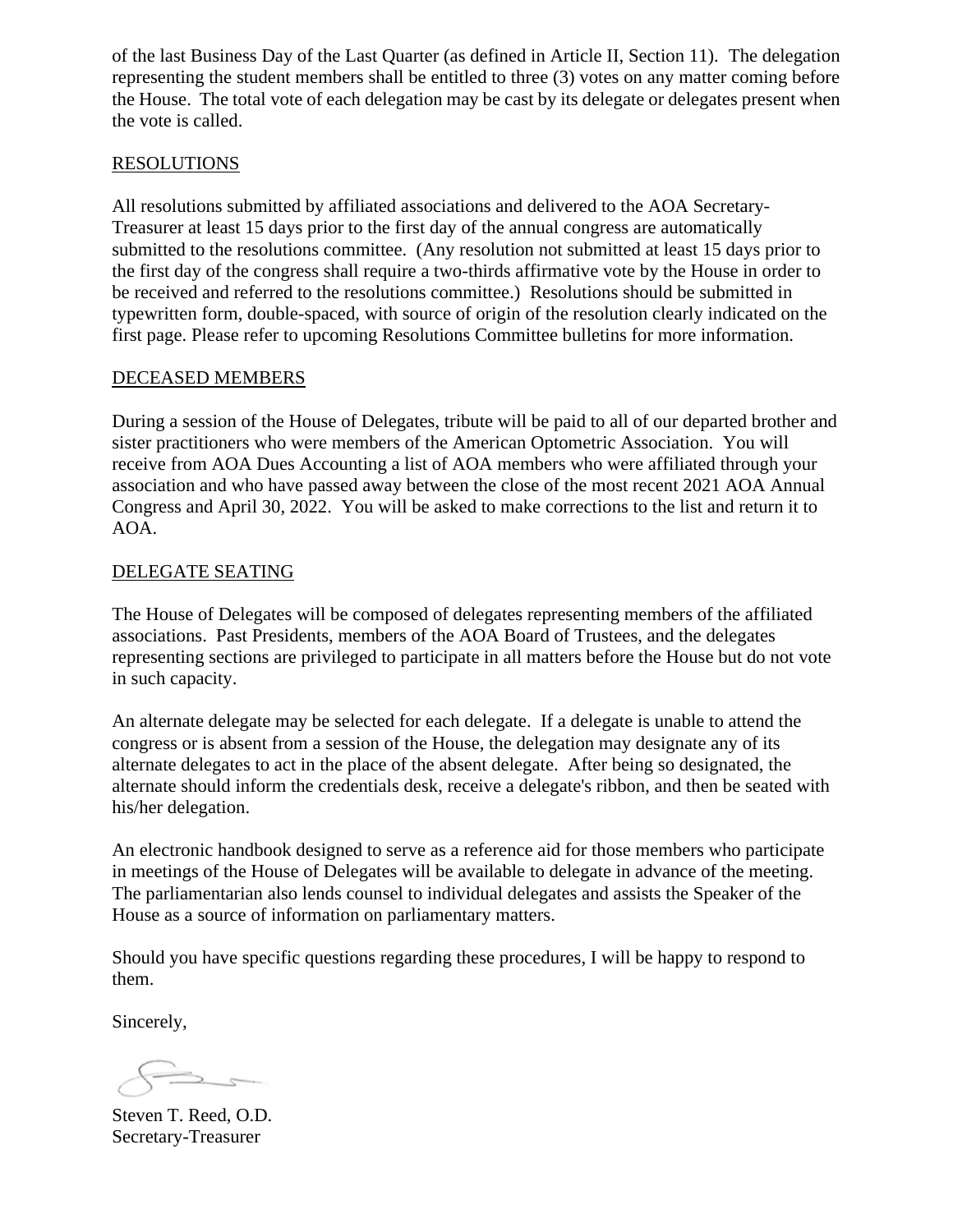of the last Business Day of the Last Quarter (as defined in Article II, Section 11). The delegation representing the student members shall be entitled to three (3) votes on any matter coming before the House. The total vote of each delegation may be cast by its delegate or delegates present when the vote is called.

## RESOLUTIONS

All resolutions submitted by affiliated associations and delivered to the AOA Secretary-Treasurer at least 15 days prior to the first day of the annual congress are automatically submitted to the resolutions committee. (Any resolution not submitted at least 15 days prior to the first day of the congress shall require a two-thirds affirmative vote by the House in order to be received and referred to the resolutions committee.) Resolutions should be submitted in typewritten form, double-spaced, with source of origin of the resolution clearly indicated on the first page. Please refer to upcoming Resolutions Committee bulletins for more information.

## DECEASED MEMBERS

During a session of the House of Delegates, tribute will be paid to all of our departed brother and sister practitioners who were members of the American Optometric Association. You will receive from AOA Dues Accounting a list of AOA members who were affiliated through your association and who have passed away between the close of the most recent 2021 AOA Annual Congress and April 30, 2022. You will be asked to make corrections to the list and return it to AOA.

## DELEGATE SEATING

The House of Delegates will be composed of delegates representing members of the affiliated associations. Past Presidents, members of the AOA Board of Trustees, and the delegates representing sections are privileged to participate in all matters before the House but do not vote in such capacity.

An alternate delegate may be selected for each delegate. If a delegate is unable to attend the congress or is absent from a session of the House, the delegation may designate any of its alternate delegates to act in the place of the absent delegate. After being so designated, the alternate should inform the credentials desk, receive a delegate's ribbon, and then be seated with his/her delegation.

An electronic handbook designed to serve as a reference aid for those members who participate in meetings of the House of Delegates will be available to delegate in advance of the meeting. The parliamentarian also lends counsel to individual delegates and assists the Speaker of the House as a source of information on parliamentary matters.

Should you have specific questions regarding these procedures, I will be happy to respond to them.

Sincerely,

Steven T. Reed, O.D.
Secretary-Treasurer